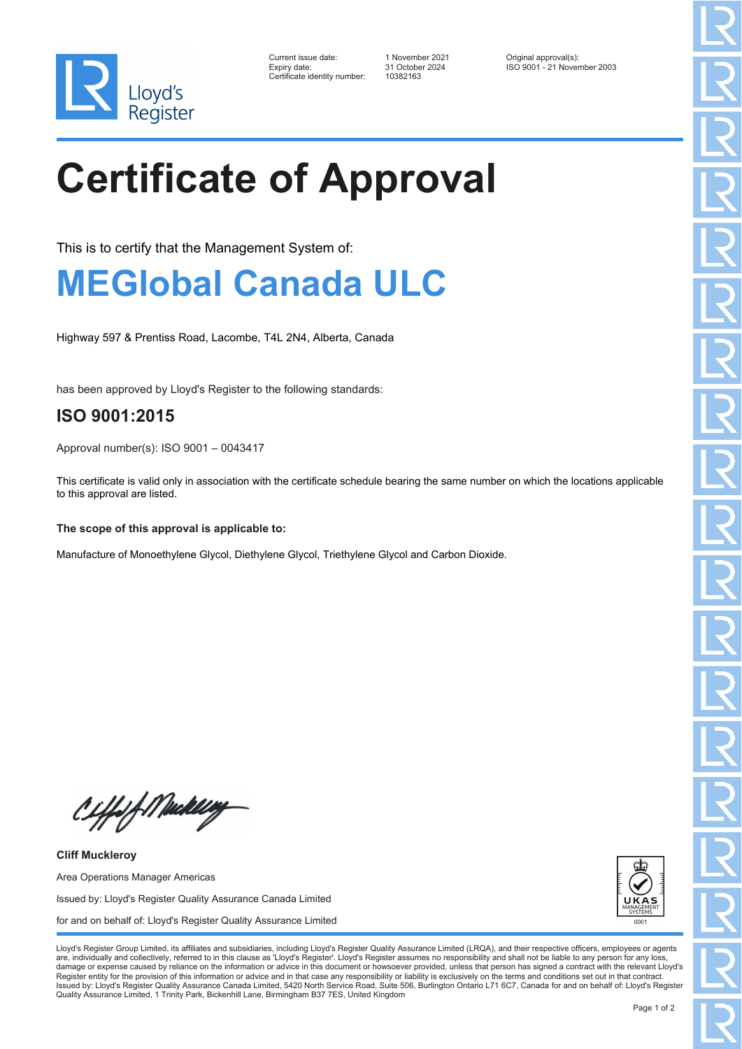Lloyd's Register

| | | |
|---|---|---|
| Current issue date: | 1 November 2021 | Original approval(s): |
| Expiry date: | 31 October 2024 | ISO 9001 - 21 November 2003 |
| Certificate identity number: | 10382163 | |

# Certificate of Approval

This is to certify that the Management System of:

## MEGlobal Canada ULC

Highway 597 & Prentiss Road, Lacombe, T4L 2N4, Alberta, Canada

has been approved by Lloyd's Register to the following standards:

### ISO 9001:2015

Approval number(s): ISO 9001 – 0043417

This certificate is valid only in association with the certificate schedule bearing the same number on which the locations applicable to this approval are listed.

**The scope of this approval is applicable to:**

Manufacture of Monoethylene Glycol, Diethylene Glycol, Triethylene Glycol and Carbon Dioxide.

**Cliff Muckleroy**

Area Operations Manager Americas

Issued by: Lloyd's Register Quality Assurance Canada Limited

for and on behalf of: Lloyd's Register Quality Assurance Limited

UKAS MANAGEMENT SYSTEMS 0001

Lloyd's Register Group Limited, its affiliates and subsidiaries, including Lloyd's Register Quality Assurance Limited (LRQA), and their respective officers, employees or agents are, individually and collectively, referred to in this clause as 'Lloyd's Register'. Lloyd's Register assumes no responsibility and shall not be liable to any person for any loss, damage or expense caused by reliance on the information or advice in this document or howsoever provided, unless that person has signed a contract with the relevant Lloyd's Register entity for the provision of this information or advice and in that case any responsibility or liability is exclusively on the terms and conditions set out in that contract.
Issued by: Lloyd's Register Quality Assurance Canada Limited, 5420 North Service Road, Suite 506, Burlington Ontario L71 6C7, Canada for and on behalf of: Lloyd's Register Quality Assurance Limited, 1 Trinity Park, Bickenhill Lane, Birmingham B37 7ES, United Kingdom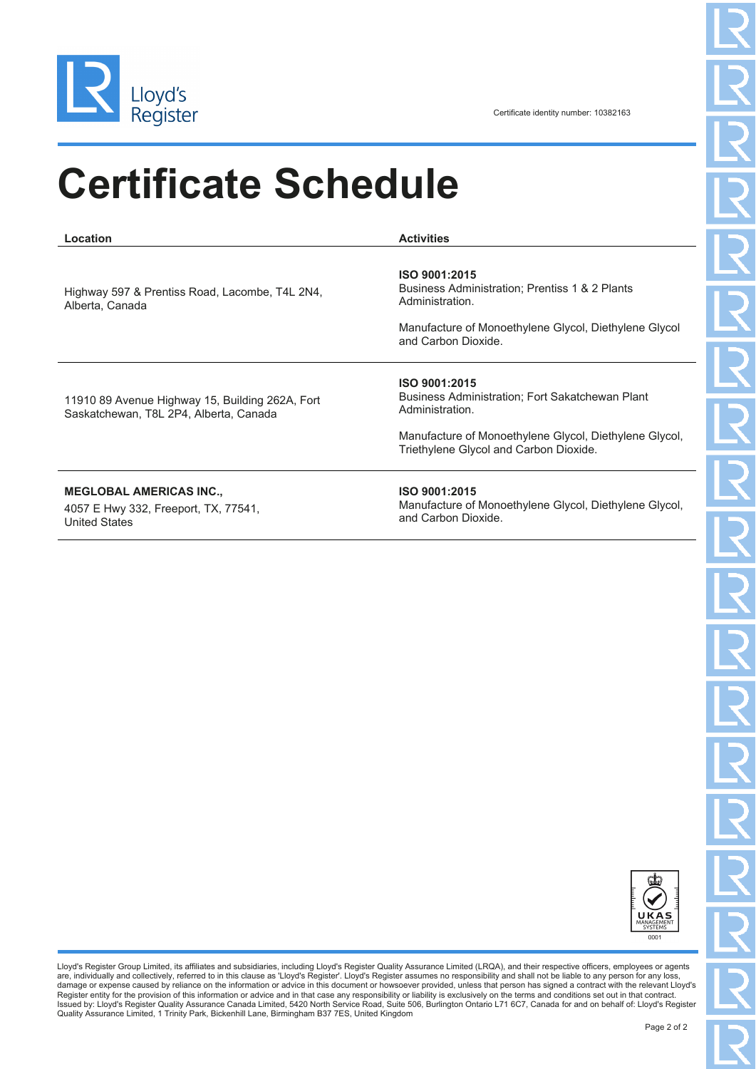Certificate identity number: 10382163

# Certificate Schedule

| Location | Activities |
| --- | --- |
| Highway 597 & Prentiss Road, Lacombe, T4L 2N4, Alberta, Canada | **ISO 9001:2015**<br>Business Administration; Prentiss 1 & 2 Plants Administration.<br><br>Manufacture of Monoethylene Glycol, Diethylene Glycol and Carbon Dioxide. |
| 11910 89 Avenue Highway 15, Building 262A, Fort Saskatchewan, T8L 2P4, Alberta, Canada | **ISO 9001:2015**<br>Business Administration; Fort Sakatchewan Plant Administration.<br><br>Manufacture of Monoethylene Glycol, Diethylene Glycol, Triethylene Glycol and Carbon Dioxide. |
| **MEGLOBAL AMERICAS INC.,**<br>4057 E Hwy 332, Freeport, TX, 77541, United States | **ISO 9001:2015**<br>Manufacture of Monoethylene Glycol, Diethylene Glycol, and Carbon Dioxide. |

UKAS MANAGEMENT SYSTEMS 0001

Lloyd's Register Group Limited, its affiliates and subsidiaries, including Lloyd's Register Quality Assurance Limited (LRQA), and their respective officers, employees or agents are, individually and collectively, referred to in this clause as 'Lloyd's Register'. Lloyd's Register assumes no responsibility and shall not be liable to any person for any loss, damage or expense caused by reliance on the information or advice in this document or howsoever provided, unless that person has signed a contract with the relevant Lloyd's Register entity for the provision of this information or advice and in that case any responsibility or liability is exclusively on the terms and conditions set out in that contract.
Issued by: Lloyd's Register Quality Assurance Canada Limited, 5420 North Service Road, Suite 506, Burlington Ontario L71 6C7, Canada for and on behalf of: Lloyd's Register Quality Assurance Limited, 1 Trinity Park, Bickenhill Lane, Birmingham B37 7ES, United Kingdom